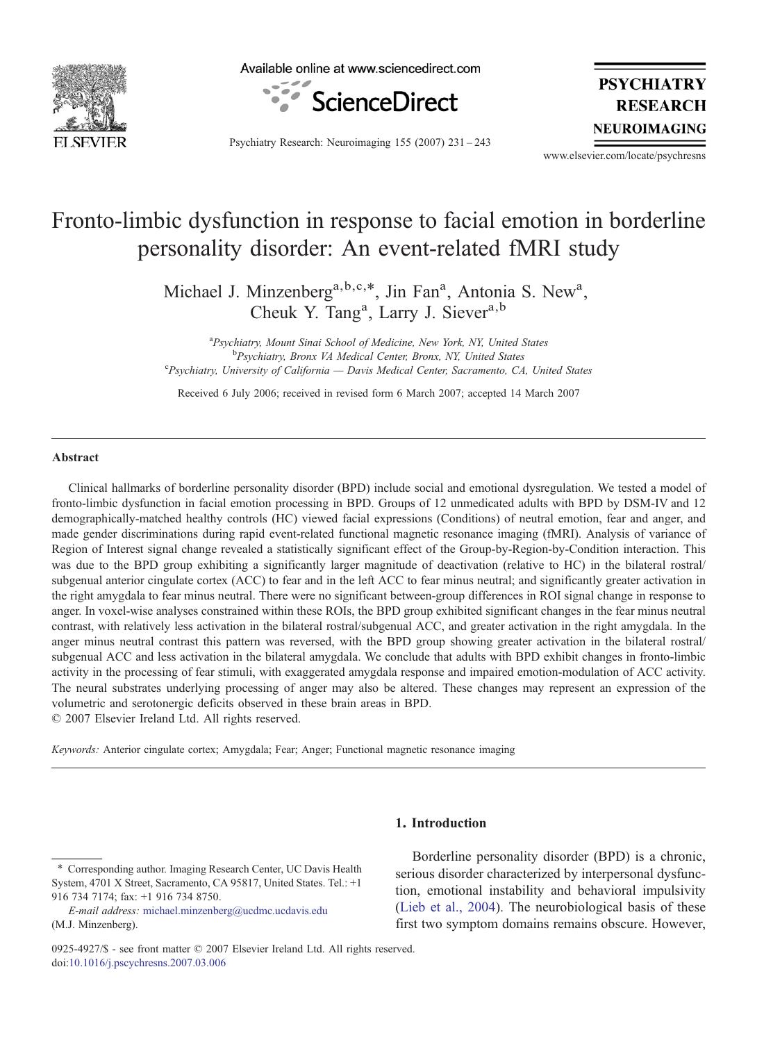# Fronto-limbic dysfunction in response to facial emotion in borderline personality disorder: An event-related fMRI study

Michael J. Minzenberg[a,b,c,*], Jin Fan[a], Antonia S. New[a], Cheuk Y. Tang[a], Larry J. Siever[a,b]

[a] *Psychiatry, Mount Sinai School of Medicine, New York, NY, United States*
[b] *Psychiatry, Bronx VA Medical Center, Bronx, NY, United States*
[c] *Psychiatry, University of California — Davis Medical Center, Sacramento, CA, United States*

Received 6 July 2006; received in revised form 6 March 2007; accepted 14 March 2007

## Abstract

Clinical hallmarks of borderline personality disorder (BPD) include social and emotional dysregulation. We tested a model of fronto-limbic dysfunction in facial emotion processing in BPD. Groups of 12 unmedicated adults with BPD by DSM-IV and 12 demographically-matched healthy controls (HC) viewed facial expressions (Conditions) of neutral emotion, fear and anger, and made gender discriminations during rapid event-related functional magnetic resonance imaging (fMRI). Analysis of variance of Region of Interest signal change revealed a statistically significant effect of the Group-by-Region-by-Condition interaction. This was due to the BPD group exhibiting a significantly larger magnitude of deactivation (relative to HC) in the bilateral rostral/subgenual anterior cingulate cortex (ACC) to fear and in the left ACC to fear minus neutral; and significantly greater activation in the right amygdala to fear minus neutral. There were no significant between-group differences in ROI signal change in response to anger. In voxel-wise analyses constrained within these ROIs, the BPD group exhibited significant changes in the fear minus neutral contrast, with relatively less activation in the bilateral rostral/subgenual ACC, and greater activation in the right amygdala. In the anger minus neutral contrast this pattern was reversed, with the BPD group showing greater activation in the bilateral rostral/subgenual ACC and less activation in the bilateral amygdala. We conclude that adults with BPD exhibit changes in fronto-limbic activity in the processing of fear stimuli, with exaggerated amygdala response and impaired emotion-modulation of ACC activity. The neural substrates underlying processing of anger may also be altered. These changes may represent an expression of the volumetric and serotonergic deficits observed in these brain areas in BPD.

© 2007 Elsevier Ireland Ltd. All rights reserved.

*Keywords:* Anterior cingulate cortex; Amygdala; Fear; Anger; Functional magnetic resonance imaging

## 1. Introduction

Borderline personality disorder (BPD) is a chronic, serious disorder characterized by interpersonal dysfunction, emotional instability and behavioral impulsivity (Lieb et al., 2004). The neurobiological basis of these first two symptom domains remains obscure. However,

\* Corresponding author. Imaging Research Center, UC Davis Health System, 4701 X Street, Sacramento, CA 95817, United States. Tel.: +1 916 734 7174; fax: +1 916 734 8750.

*E-mail address:* michael.minzenberg@ucdmc.ucdavis.edu (M.J. Minzenberg).

0925-4927/$ - see front matter © 2007 Elsevier Ireland Ltd. All rights reserved.
doi:10.1016/j.pscychresns.2007.03.006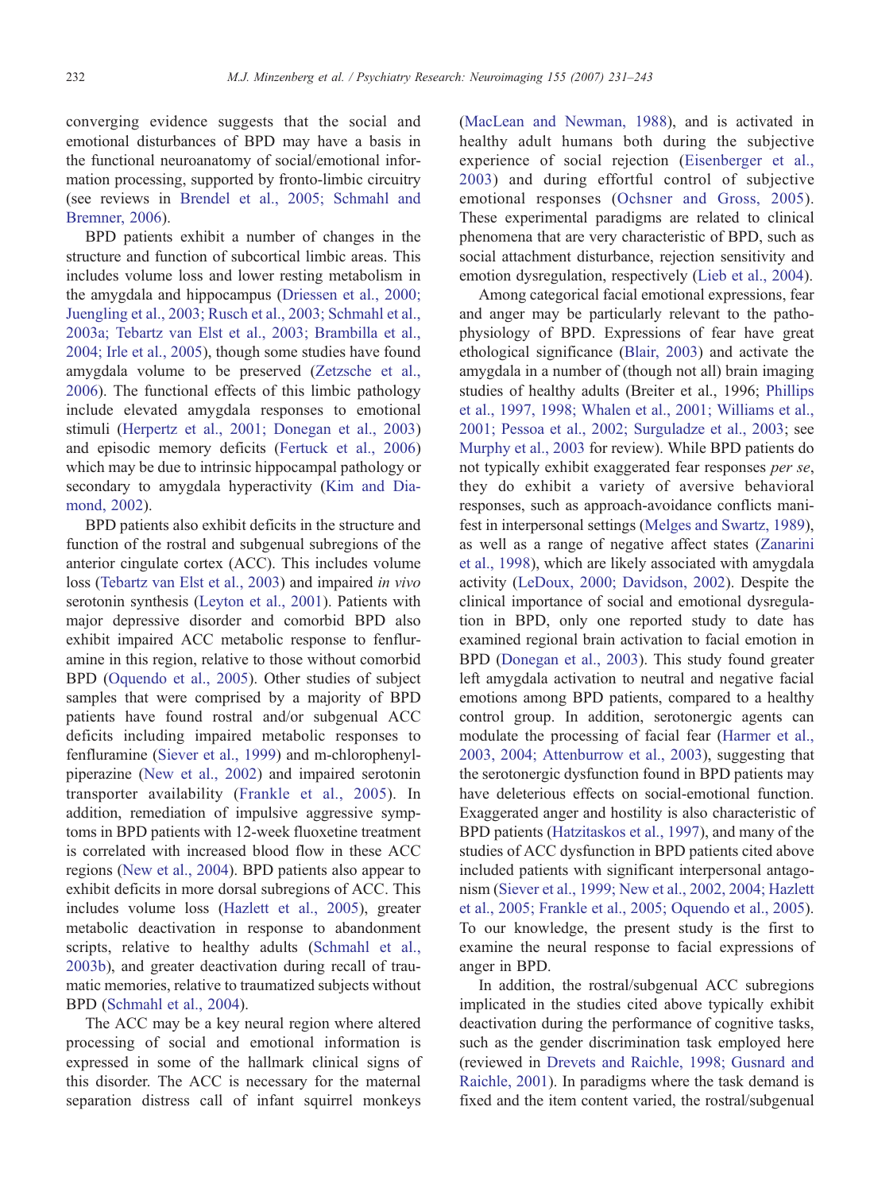converging evidence suggests that the social and emotional disturbances of BPD may have a basis in the functional neuroanatomy of social/emotional information processing, supported by fronto-limbic circuitry (see reviews in Brendel et al., 2005; Schmahl and Bremner, 2006).

BPD patients exhibit a number of changes in the structure and function of subcortical limbic areas. This includes volume loss and lower resting metabolism in the amygdala and hippocampus (Driessen et al., 2000; Juengling et al., 2003; Rusch et al., 2003; Schmahl et al., 2003a; Tebartz van Elst et al., 2003; Brambilla et al., 2004; Irle et al., 2005), though some studies have found amygdala volume to be preserved (Zetzsche et al., 2006). The functional effects of this limbic pathology include elevated amygdala responses to emotional stimuli (Herpertz et al., 2001; Donegan et al., 2003) and episodic memory deficits (Fertuck et al., 2006) which may be due to intrinsic hippocampal pathology or secondary to amygdala hyperactivity (Kim and Diamond, 2002).

BPD patients also exhibit deficits in the structure and function of the rostral and subgenual subregions of the anterior cingulate cortex (ACC). This includes volume loss (Tebartz van Elst et al., 2003) and impaired *in vivo* serotonin synthesis (Leyton et al., 2001). Patients with major depressive disorder and comorbid BPD also exhibit impaired ACC metabolic response to fenfluramine in this region, relative to those without comorbid BPD (Oquendo et al., 2005). Other studies of subject samples that were comprised by a majority of BPD patients have found rostral and/or subgenual ACC deficits including impaired metabolic responses to fenfluramine (Siever et al., 1999) and m-chlorophenylpiperazine (New et al., 2002) and impaired serotonin transporter availability (Frankle et al., 2005). In addition, remediation of impulsive aggressive symptoms in BPD patients with 12-week fluoxetine treatment is correlated with increased blood flow in these ACC regions (New et al., 2004). BPD patients also appear to exhibit deficits in more dorsal subregions of ACC. This includes volume loss (Hazlett et al., 2005), greater metabolic deactivation in response to abandonment scripts, relative to healthy adults (Schmahl et al., 2003b), and greater deactivation during recall of traumatic memories, relative to traumatized subjects without BPD (Schmahl et al., 2004).

The ACC may be a key neural region where altered processing of social and emotional information is expressed in some of the hallmark clinical signs of this disorder. The ACC is necessary for the maternal separation distress call of infant squirrel monkeys (MacLean and Newman, 1988), and is activated in healthy adult humans both during the subjective experience of social rejection (Eisenberger et al., 2003) and during effortful control of subjective emotional responses (Ochsner and Gross, 2005). These experimental paradigms are related to clinical phenomena that are very characteristic of BPD, such as social attachment disturbance, rejection sensitivity and emotion dysregulation, respectively (Lieb et al., 2004).

Among categorical facial emotional expressions, fear and anger may be particularly relevant to the pathophysiology of BPD. Expressions of fear have great ethological significance (Blair, 2003) and activate the amygdala in a number of (though not all) brain imaging studies of healthy adults (Breiter et al., 1996; Phillips et al., 1997, 1998; Whalen et al., 2001; Williams et al., 2001; Pessoa et al., 2002; Surguladze et al., 2003; see Murphy et al., 2003 for review). While BPD patients do not typically exhibit exaggerated fear responses *per se*, they do exhibit a variety of aversive behavioral responses, such as approach-avoidance conflicts manifest in interpersonal settings (Melges and Swartz, 1989), as well as a range of negative affect states (Zanarini et al., 1998), which are likely associated with amygdala activity (LeDoux, 2000; Davidson, 2002). Despite the clinical importance of social and emotional dysregulation in BPD, only one reported study to date has examined regional brain activation to facial emotion in BPD (Donegan et al., 2003). This study found greater left amygdala activation to neutral and negative facial emotions among BPD patients, compared to a healthy control group. In addition, serotonergic agents can modulate the processing of facial fear (Harmer et al., 2003, 2004; Attenburrow et al., 2003), suggesting that the serotonergic dysfunction found in BPD patients may have deleterious effects on social-emotional function. Exaggerated anger and hostility is also characteristic of BPD patients (Hatzitaskos et al., 1997), and many of the studies of ACC dysfunction in BPD patients cited above included patients with significant interpersonal antagonism (Siever et al., 1999; New et al., 2002, 2004; Hazlett et al., 2005; Frankle et al., 2005; Oquendo et al., 2005). To our knowledge, the present study is the first to examine the neural response to facial expressions of anger in BPD.

In addition, the rostral/subgenual ACC subregions implicated in the studies cited above typically exhibit deactivation during the performance of cognitive tasks, such as the gender discrimination task employed here (reviewed in Drevets and Raichle, 1998; Gusnard and Raichle, 2001). In paradigms where the task demand is fixed and the item content varied, the rostral/subgenual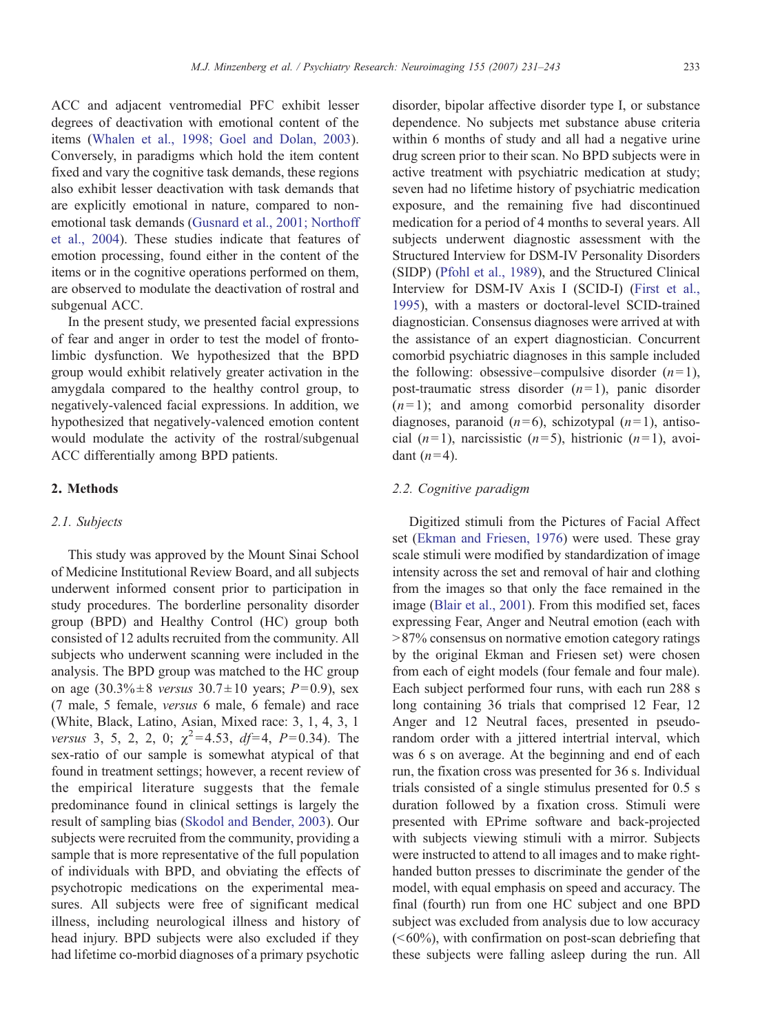ACC and adjacent ventromedial PFC exhibit lesser degrees of deactivation with emotional content of the items (Whalen et al., 1998; Goel and Dolan, 2003). Conversely, in paradigms which hold the item content fixed and vary the cognitive task demands, these regions also exhibit lesser deactivation with task demands that are explicitly emotional in nature, compared to non-emotional task demands (Gusnard et al., 2001; Northoff et al., 2004). These studies indicate that features of emotion processing, found either in the content of the items or in the cognitive operations performed on them, are observed to modulate the deactivation of rostral and subgenual ACC.

In the present study, we presented facial expressions of fear and anger in order to test the model of fronto-limbic dysfunction. We hypothesized that the BPD group would exhibit relatively greater activation in the amygdala compared to the healthy control group, to negatively-valenced facial expressions. In addition, we hypothesized that negatively-valenced emotion content would modulate the activity of the rostral/subgenual ACC differentially among BPD patients.

## 2. Methods

### 2.1. Subjects

This study was approved by the Mount Sinai School of Medicine Institutional Review Board, and all subjects underwent informed consent prior to participation in study procedures. The borderline personality disorder group (BPD) and Healthy Control (HC) group both consisted of 12 adults recruited from the community. All subjects who underwent scanning were included in the analysis. The BPD group was matched to the HC group on age (30.3%±8 *versus* 30.7±10 years; $P$=0.9), sex (7 male, 5 female, *versus* 6 male, 6 female) and race (White, Black, Latino, Asian, Mixed race: 3, 1, 4, 3, 1 *versus* 3, 5, 2, 2, 0; $\chi^2$=4.53, $df$=4, $P$=0.34). The sex-ratio of our sample is somewhat atypical of that found in treatment settings; however, a recent review of the empirical literature suggests that the female predominance found in clinical settings is largely the result of sampling bias (Skodol and Bender, 2003). Our subjects were recruited from the community, providing a sample that is more representative of the full population of individuals with BPD, and obviating the effects of psychotropic medications on the experimental measures. All subjects were free of significant medical illness, including neurological illness and history of head injury. BPD subjects were also excluded if they had lifetime co-morbid diagnoses of a primary psychotic disorder, bipolar affective disorder type I, or substance dependence. No subjects met substance abuse criteria within 6 months of study and all had a negative urine drug screen prior to their scan. No BPD subjects were in active treatment with psychiatric medication at study; seven had no lifetime history of psychiatric medication exposure, and the remaining five had discontinued medication for a period of 4 months to several years. All subjects underwent diagnostic assessment with the Structured Interview for DSM-IV Personality Disorders (SIDP) (Pfohl et al., 1989), and the Structured Clinical Interview for DSM-IV Axis I (SCID-I) (First et al., 1995), with a masters or doctoral-level SCID-trained diagnostician. Consensus diagnoses were arrived at with the assistance of an expert diagnostician. Concurrent comorbid psychiatric diagnoses in this sample included the following: obsessive–compulsive disorder ($n$=1), post-traumatic stress disorder ($n$=1), panic disorder ($n$=1); and among comorbid personality disorder diagnoses, paranoid ($n$=6), schizotypal ($n$=1), antisocial ($n$=1), narcissistic ($n$=5), histrionic ($n$=1), avoidant ($n$=4).

### 2.2. Cognitive paradigm

Digitized stimuli from the Pictures of Facial Affect set (Ekman and Friesen, 1976) were used. These gray scale stimuli were modified by standardization of image intensity across the set and removal of hair and clothing from the images so that only the face remained in the image (Blair et al., 2001). From this modified set, faces expressing Fear, Anger and Neutral emotion (each with >87% consensus on normative emotion category ratings by the original Ekman and Friesen set) were chosen from each of eight models (four female and four male). Each subject performed four runs, with each run 288 s long containing 36 trials that comprised 12 Fear, 12 Anger and 12 Neutral faces, presented in pseudo-random order with a jittered intertrial interval, which was 6 s on average. At the beginning and end of each run, the fixation cross was presented for 36 s. Individual trials consisted of a single stimulus presented for 0.5 s duration followed by a fixation cross. Stimuli were presented with EPrime software and back-projected with subjects viewing stimuli with a mirror. Subjects were instructed to attend to all images and to make right-handed button presses to discriminate the gender of the model, with equal emphasis on speed and accuracy. The final (fourth) run from one HC subject and one BPD subject was excluded from analysis due to low accuracy (<60%), with confirmation on post-scan debriefing that these subjects were falling asleep during the run. All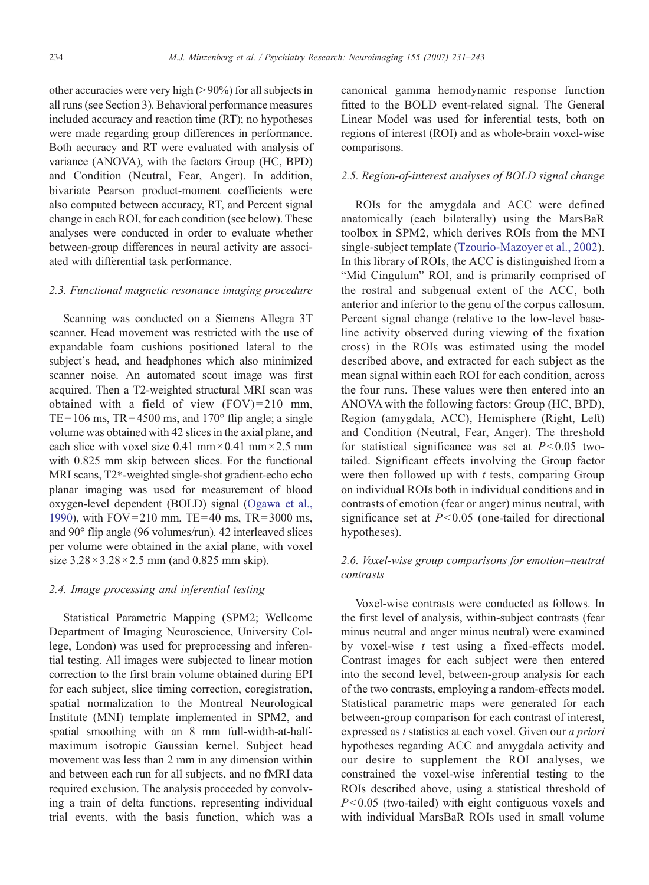other accuracies were very high (>90%) for all subjects in all runs (see Section 3). Behavioral performance measures included accuracy and reaction time (RT); no hypotheses were made regarding group differences in performance. Both accuracy and RT were evaluated with analysis of variance (ANOVA), with the factors Group (HC, BPD) and Condition (Neutral, Fear, Anger). In addition, bivariate Pearson product-moment coefficients were also computed between accuracy, RT, and Percent signal change in each ROI, for each condition (see below). These analyses were conducted in order to evaluate whether between-group differences in neural activity are associated with differential task performance.

### 2.3. Functional magnetic resonance imaging procedure

Scanning was conducted on a Siemens Allegra 3T scanner. Head movement was restricted with the use of expandable foam cushions positioned lateral to the subject's head, and headphones which also minimized scanner noise. An automated scout image was first acquired. Then a T2-weighted structural MRI scan was obtained with a field of view (FOV) = 210 mm, TE = 106 ms, TR = 4500 ms, and 170° flip angle; a single volume was obtained with 42 slices in the axial plane, and each slice with voxel size 0.41 mm × 0.41 mm × 2.5 mm with 0.825 mm skip between slices. For the functional MRI scans, T2*-weighted single-shot gradient-echo echo planar imaging was used for measurement of blood oxygen-level dependent (BOLD) signal (Ogawa et al., 1990), with FOV = 210 mm, TE = 40 ms, TR = 3000 ms, and 90° flip angle (96 volumes/run). 42 interleaved slices per volume were obtained in the axial plane, with voxel size 3.28 × 3.28 × 2.5 mm (and 0.825 mm skip).

### 2.4. Image processing and inferential testing

Statistical Parametric Mapping (SPM2; Wellcome Department of Imaging Neuroscience, University College, London) was used for preprocessing and inferential testing. All images were subjected to linear motion correction to the first brain volume obtained during EPI for each subject, slice timing correction, coregistration, spatial normalization to the Montreal Neurological Institute (MNI) template implemented in SPM2, and spatial smoothing with an 8 mm full-width-at-half-maximum isotropic Gaussian kernel. Subject head movement was less than 2 mm in any dimension within and between each run for all subjects, and no fMRI data required exclusion. The analysis proceeded by convolving a train of delta functions, representing individual trial events, with the basis function, which was a canonical gamma hemodynamic response function fitted to the BOLD event-related signal. The General Linear Model was used for inferential tests, both on regions of interest (ROI) and as whole-brain voxel-wise comparisons.

### 2.5. Region-of-interest analyses of BOLD signal change

ROIs for the amygdala and ACC were defined anatomically (each bilaterally) using the MarsBaR toolbox in SPM2, which derives ROIs from the MNI single-subject template (Tzourio-Mazoyer et al., 2002). In this library of ROIs, the ACC is distinguished from a "Mid Cingulum" ROI, and is primarily comprised of the rostral and subgenual extent of the ACC, both anterior and inferior to the genu of the corpus callosum. Percent signal change (relative to the low-level baseline activity observed during viewing of the fixation cross) in the ROIs was estimated using the model described above, and extracted for each subject as the mean signal within each ROI for each condition, across the four runs. These values were then entered into an ANOVA with the following factors: Group (HC, BPD), Region (amygdala, ACC), Hemisphere (Right, Left) and Condition (Neutral, Fear, Anger). The threshold for statistical significance was set at $P < 0.05$ two-tailed. Significant effects involving the Group factor were then followed up with *t* tests, comparing Group on individual ROIs both in individual conditions and in contrasts of emotion (fear or anger) minus neutral, with significance set at $P < 0.05$ (one-tailed for directional hypotheses).

### 2.6. Voxel-wise group comparisons for emotion–neutral contrasts

Voxel-wise contrasts were conducted as follows. In the first level of analysis, within-subject contrasts (fear minus neutral and anger minus neutral) were examined by voxel-wise *t* test using a fixed-effects model. Contrast images for each subject were then entered into the second level, between-group analysis for each of the two contrasts, employing a random-effects model. Statistical parametric maps were generated for each between-group comparison for each contrast of interest, expressed as *t* statistics at each voxel. Given our *a priori* hypotheses regarding ACC and amygdala activity and our desire to supplement the ROI analyses, we constrained the voxel-wise inferential testing to the ROIs described above, using a statistical threshold of $P < 0.05$ (two-tailed) with eight contiguous voxels and with individual MarsBaR ROIs used in small volume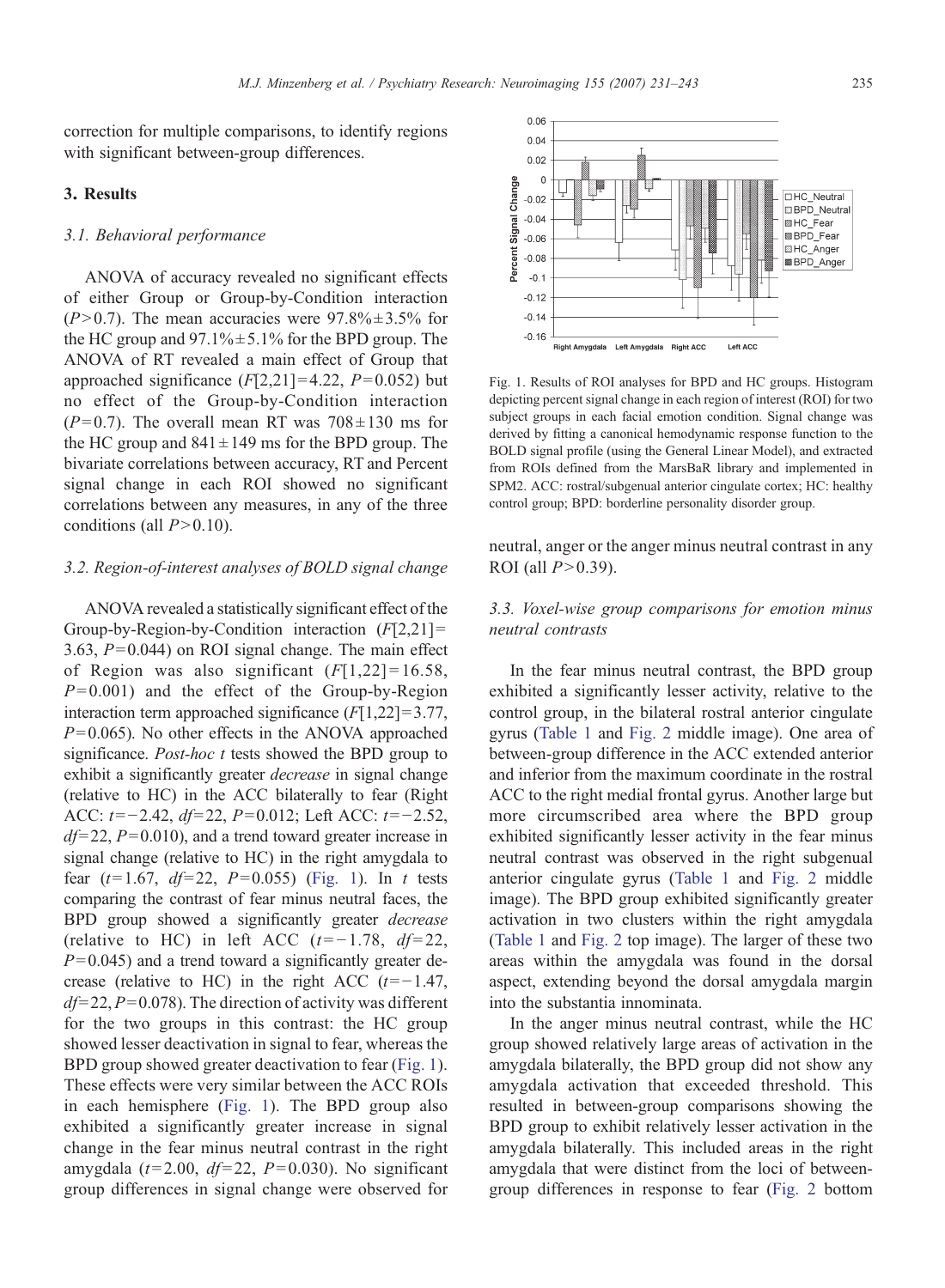correction for multiple comparisons, to identify regions with significant between-group differences.

## 3. Results

### 3.1. Behavioral performance

ANOVA of accuracy revealed no significant effects of either Group or Group-by-Condition interaction ($P > 0.7$). The mean accuracies were 97.8%±3.5% for the HC group and 97.1%±5.1% for the BPD group. The ANOVA of RT revealed a main effect of Group that approached significance ($F[2,21] = 4.22$, $P = 0.052$) but no effect of the Group-by-Condition interaction ($P = 0.7$). The overall mean RT was 708±130 ms for the HC group and 841±149 ms for the BPD group. The bivariate correlations between accuracy, RT and Percent signal change in each ROI showed no significant correlations between any measures, in any of the three conditions (all $P > 0.10$).

### 3.2. Region-of-interest analyses of BOLD signal change

ANOVA revealed a statistically significant effect of the Group-by-Region-by-Condition interaction ($F[2,21] = 3.63$, $P = 0.044$) on ROI signal change. The main effect of Region was also significant ($F[1,22] = 16.58$, $P = 0.001$) and the effect of the Group-by-Region interaction term approached significance ($F[1,22] = 3.77$, $P = 0.065$). No other effects in the ANOVA approached significance. *Post-hoc t* tests showed the BPD group to exhibit a significantly greater *decrease* in signal change (relative to HC) in the ACC bilaterally to fear (Right ACC: $t = -2.42$, $df = 22$, $P = 0.012$; Left ACC: $t = -2.52$, $df = 22$, $P = 0.010$), and a trend toward greater increase in signal change (relative to HC) in the right amygdala to fear ($t = 1.67$, $df = 22$, $P = 0.055$) (Fig. 1). In *t* tests comparing the contrast of fear minus neutral faces, the BPD group showed a significantly greater *decrease* (relative to HC) in left ACC ($t = -1.78$, $df = 22$, $P = 0.045$) and a trend toward a significantly greater decrease (relative to HC) in the right ACC ($t = -1.47$, $df = 22$, $P = 0.078$). The direction of activity was different for the two groups in this contrast: the HC group showed lesser deactivation in signal to fear, whereas the BPD group showed greater deactivation to fear (Fig. 1). These effects were very similar between the ACC ROIs in each hemisphere (Fig. 1). The BPD group also exhibited a significantly greater increase in signal change in the fear minus neutral contrast in the right amygdala ($t = 2.00$, $df = 22$, $P = 0.030$). No significant group differences in signal change were observed for neutral, anger or the anger minus neutral contrast in any ROI (all $P > 0.39$).

Percent Signal Change
0.06
0.04
0.02
0
-0.02
-0.04
-0.06
-0.08
-0.1
-0.12
-0.14
-0.16
Right Amygdala
Left Amygdala
Right ACC
Left ACC
HC_Neutral
BPD_Neutral
HC_Fear
BPD_Fear
HC_Anger
BPD_Anger

Fig. 1. Results of ROI analyses for BPD and HC groups. Histogram depicting percent signal change in each region of interest (ROI) for two subject groups in each facial emotion condition. Signal change was derived by fitting a canonical hemodynamic response function to the BOLD signal profile (using the General Linear Model), and extracted from ROIs defined from the MarsBaR library and implemented in SPM2. ACC: rostral/subgenual anterior cingulate cortex; HC: healthy control group; BPD: borderline personality disorder group.

### 3.3. Voxel-wise group comparisons for emotion minus neutral contrasts

In the fear minus neutral contrast, the BPD group exhibited a significantly lesser activity, relative to the control group, in the bilateral rostral anterior cingulate gyrus (Table 1 and Fig. 2 middle image). One area of between-group difference in the ACC extended anterior and inferior from the maximum coordinate in the rostral ACC to the right medial frontal gyrus. Another large but more circumscribed area where the BPD group exhibited significantly lesser activity in the fear minus neutral contrast was observed in the right subgenual anterior cingulate gyrus (Table 1 and Fig. 2 middle image). The BPD group exhibited significantly greater activation in two clusters within the right amygdala (Table 1 and Fig. 2 top image). The larger of these two areas within the amygdala was found in the dorsal aspect, extending beyond the dorsal amygdala margin into the substantia innominata.

In the anger minus neutral contrast, while the HC group showed relatively large areas of activation in the amygdala bilaterally, the BPD group did not show any amygdala activation that exceeded threshold. This resulted in between-group comparisons showing the BPD group to exhibit relatively lesser activation in the amygdala bilaterally. This included areas in the right amygdala that were distinct from the loci of between-group differences in response to fear (Fig. 2 bottom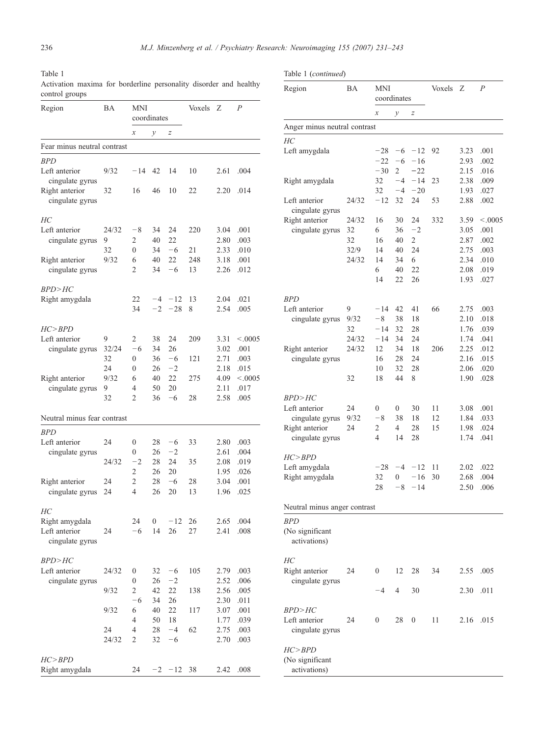Table 1
Activation maxima for borderline personality disorder and healthy control groups

| Region | BA | MNI coordinates | | | Voxels | Z | P |
|---|---|---|---|---|---|---|---|
| | | x | y | z | | | |
| *Fear minus neutral contrast* | | | | | | | |
| *BPD* | | | | | | | |
| Left anterior cingulate gyrus | 9/32 | −14 | 42 | 14 | 10 | 2.61 | .004 |
| Right anterior cingulate gyrus | 32 | 16 | 46 | 10 | 22 | 2.20 | .014 |
| *HC* | | | | | | | |
| Left anterior cingulate gyrus | 24/32 | −8 | 34 | 24 | 220 | 3.04 | .001 |
| | 9 | 2 | 40 | 22 | | 2.80 | .003 |
| | 32 | 0 | 34 | −6 | 21 | 2.33 | .010 |
| Right anterior cingulate gyrus | 9/32 | 6 | 40 | 22 | 248 | 3.18 | .001 |
| | | 2 | 34 | −6 | 13 | 2.26 | .012 |
| *BPD>HC* | | | | | | | |
| Right amygdala | | 22 | −4 | −12 | 13 | 2.04 | .021 |
| | | 34 | −2 | −28 | 8 | 2.54 | .005 |
| *HC>BPD* | | | | | | | |
| Left anterior cingulate gyrus | 9 | 2 | 38 | 24 | 209 | 3.31 | <.0005 |
| | 32/24 | −6 | 34 | 26 | | 3.02 | .001 |
| | 32 | 0 | 36 | −6 | 121 | 2.71 | .003 |
| | 24 | 0 | 26 | −2 | | 2.18 | .015 |
| Right anterior cingulate gyrus | 9/32 | 6 | 40 | 22 | 275 | 4.09 | <.0005 |
| | 9 | 4 | 50 | 20 | | 2.11 | .017 |
| | 32 | 2 | 36 | −6 | 28 | 2.58 | .005 |
| *Neutral minus fear contrast* | | | | | | | |
| *BPD* | | | | | | | |
| Left anterior cingulate gyrus | 24 | 0 | 28 | −6 | 33 | 2.80 | .003 |
| | | 0 | 26 | −2 | | 2.61 | .004 |
| | 24/32 | −2 | 28 | 24 | 35 | 2.08 | .019 |
| | | 2 | 26 | 20 | | 1.95 | .026 |
| Right anterior cingulate gyrus | 24 | 2 | 28 | −6 | 28 | 3.04 | .001 |
| | 24 | 4 | 26 | 20 | 13 | 1.96 | .025 |
| *HC* | | | | | | | |
| Right amygdala | | 24 | 0 | −12 | 26 | 2.65 | .004 |
| Left anterior cingulate gyrus | 24 | −6 | 14 | 26 | 27 | 2.41 | .008 |
| *BPD>HC* | | | | | | | |
| Left anterior cingulate gyrus | 24/32 | 0 | 32 | −6 | 105 | 2.79 | .003 |
| | | 0 | 26 | −2 | | 2.52 | .006 |
| | 9/32 | 2 | 42 | 22 | 138 | 2.56 | .005 |
| | | −6 | 34 | 26 | | 2.30 | .011 |
| | 9/32 | 6 | 40 | 22 | 117 | 3.07 | .001 |
| | | 4 | 50 | 18 | | 1.77 | .039 |
| | 24 | 4 | 28 | −4 | 62 | 2.75 | .003 |
| | 24/32 | 2 | 32 | −6 | | 2.70 | .003 |
| *HC>BPD* | | | | | | | |
| Right amygdala | | 24 | −2 | −12 | 38 | 2.42 | .008 |

Table 1 (*continued*)

| Region | BA | MNI coordinates | | | Voxels | Z | P |
|---|---|---|---|---|---|---|---|
| | | x | y | z | | | |
| *Anger minus neutral contrast* | | | | | | | |
| *HC* | | | | | | | |
| Left amygdala | | −28 | −6 | −12 | 92 | 3.23 | .001 |
| | | −22 | −6 | −16 | | 2.93 | .002 |
| | | −30 | 2 | −22 | | 2.15 | .016 |
| Right amygdala | | 32 | −4 | −14 | 23 | 2.38 | .009 |
| | | 32 | −4 | −20 | | 1.93 | .027 |
| Left anterior cingulate gyrus | 24/32 | −12 | 32 | 24 | 53 | 2.88 | .002 |
| Right anterior cingulate gyrus | 24/32 | 16 | 30 | 24 | 332 | 3.59 | <.0005 |
| | 32 | 6 | 36 | −2 | | 3.05 | .001 |
| | 32 | 16 | 40 | 2 | | 2.87 | .002 |
| | 32/9 | 14 | 40 | 24 | | 2.75 | .003 |
| | 24/32 | 14 | 34 | 6 | | 2.34 | .010 |
| | | 6 | 40 | 22 | | 2.08 | .019 |
| | | 14 | 22 | 26 | | 1.93 | .027 |
| *BPD* | | | | | | | |
| Left anterior cingulate gyrus | 9 | −14 | 42 | 41 | 66 | 2.75 | .003 |
| | 9/32 | −8 | 38 | 18 | | 2.10 | .018 |
| | 32 | −14 | 32 | 28 | | 1.76 | .039 |
| | 24/32 | −14 | 34 | 24 | | 1.74 | .041 |
| Right anterior cingulate gyrus | 24/32 | 12 | 34 | 18 | 206 | 2.25 | .012 |
| | | 16 | 28 | 24 | | 2.16 | .015 |
| | | 10 | 32 | 28 | | 2.06 | .020 |
| | 32 | 18 | 44 | 8 | | 1.90 | .028 |
| *BPD>HC* | | | | | | | |
| Left anterior cingulate gyrus | 24 | 0 | 0 | 30 | 11 | 3.08 | .001 |
| | 9/32 | −8 | 38 | 18 | 12 | 1.84 | .033 |
| Right anterior cingulate gyrus | 24 | 2 | 4 | 28 | 15 | 1.98 | .024 |
| | | 4 | 14 | 28 | | 1.74 | .041 |
| *HC>BPD* | | | | | | | |
| Left amygdala | | −28 | −4 | −12 | 11 | 2.02 | .022 |
| Right amygdala | | 32 | 0 | −16 | 30 | 2.68 | .004 |
| | | 28 | −8 | −14 | | 2.50 | .006 |
| *Neutral minus anger contrast* | | | | | | | |
| *BPD* | | | | | | | |
| (No significant activations) | | | | | | | |
| *HC* | | | | | | | |
| Right anterior cingulate gyrus | 24 | 0 | 12 | 28 | 34 | 2.55 | .005 |
| | | −4 | 4 | 30 | | 2.30 | .011 |
| *BPD>HC* | | | | | | | |
| Left anterior cingulate gyrus | 24 | 0 | 28 | 0 | 11 | 2.16 | .015 |
| *HC>BPD* | | | | | | | |
| (No significant activations) | | | | | | | |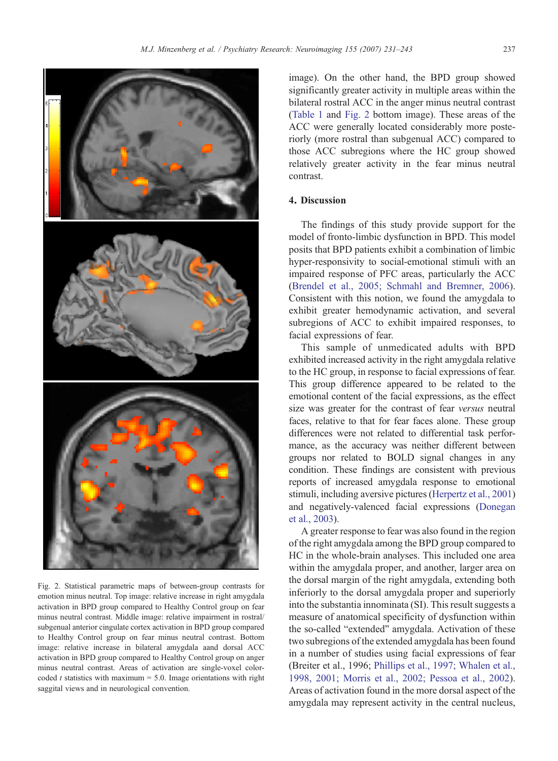Fig. 2. Statistical parametric maps of between-group contrasts for emotion minus neutral. Top image: relative increase in right amygdala activation in BPD group compared to Healthy Control group on fear minus neutral contrast. Middle image: relative impairment in rostral/subgenual anterior cingulate cortex activation in BPD group compared to Healthy Control group on fear minus neutral contrast. Bottom image: relative increase in bilateral amygdala aand dorsal ACC activation in BPD group compared to Healthy Control group on anger minus neutral contrast. Areas of activation are single-voxel color-coded $t$ statistics with maximum = 5.0. Image orientations with right saggital views and in neurological convention.

image). On the other hand, the BPD group showed significantly greater activity in multiple areas within the bilateral rostral ACC in the anger minus neutral contrast (Table 1 and Fig. 2 bottom image). These areas of the ACC were generally located considerably more posteriorly (more rostral than subgenual ACC) compared to those ACC subregions where the HC group showed relatively greater activity in the fear minus neutral contrast.

## 4. Discussion

The findings of this study provide support for the model of fronto-limbic dysfunction in BPD. This model posits that BPD patients exhibit a combination of limbic hyper-responsivity to social-emotional stimuli with an impaired response of PFC areas, particularly the ACC (Brendel et al., 2005; Schmahl and Bremner, 2006). Consistent with this notion, we found the amygdala to exhibit greater hemodynamic activation, and several subregions of ACC to exhibit impaired responses, to facial expressions of fear.

This sample of unmedicated adults with BPD exhibited increased activity in the right amygdala relative to the HC group, in response to facial expressions of fear. This group difference appeared to be related to the emotional content of the facial expressions, as the effect size was greater for the contrast of fear *versus* neutral faces, relative to that for fear faces alone. These group differences were not related to differential task performance, as the accuracy was neither different between groups nor related to BOLD signal changes in any condition. These findings are consistent with previous reports of increased amygdala response to emotional stimuli, including aversive pictures (Herpertz et al., 2001) and negatively-valenced facial expressions (Donegan et al., 2003).

A greater response to fear was also found in the region of the right amygdala among the BPD group compared to HC in the whole-brain analyses. This included one area within the amygdala proper, and another, larger area on the dorsal margin of the right amygdala, extending both inferiorly to the dorsal amygdala proper and superiorly into the substantia innominata (SI). This result suggests a measure of anatomical specificity of dysfunction within the so-called "extended" amygdala. Activation of these two subregions of the extended amygdala has been found in a number of studies using facial expressions of fear (Breiter et al., 1996; Phillips et al., 1997; Whalen et al., 1998, 2001; Morris et al., 2002; Pessoa et al., 2002). Areas of activation found in the more dorsal aspect of the amygdala may represent activity in the central nucleus,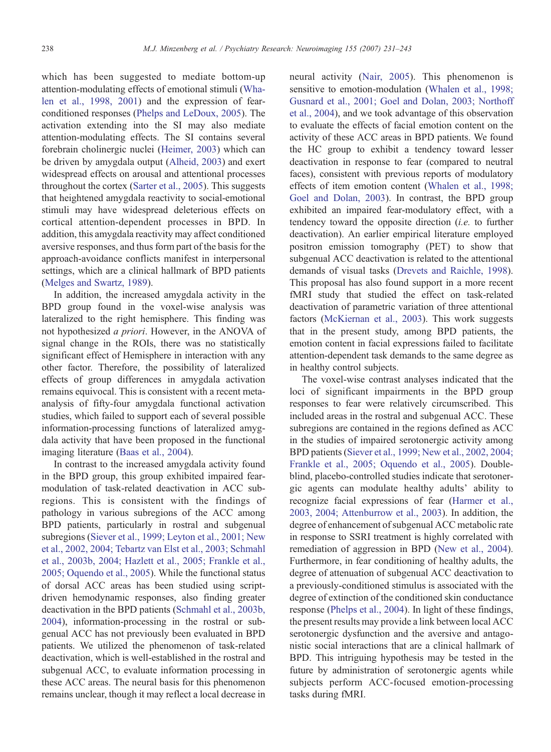which has been suggested to mediate bottom-up attention-modulating effects of emotional stimuli (Whalen et al., 1998, 2001) and the expression of fear-conditioned responses (Phelps and LeDoux, 2005). The activation extending into the SI may also mediate attention-modulating effects. The SI contains several forebrain cholinergic nuclei (Heimer, 2003) which can be driven by amygdala output (Alheid, 2003) and exert widespread effects on arousal and attentional processes throughout the cortex (Sarter et al., 2005). This suggests that heightened amygdala reactivity to social-emotional stimuli may have widespread deleterious effects on cortical attention-dependent processes in BPD. In addition, this amygdala reactivity may affect conditioned aversive responses, and thus form part of the basis for the approach-avoidance conflicts manifest in interpersonal settings, which are a clinical hallmark of BPD patients (Melges and Swartz, 1989).

In addition, the increased amygdala activity in the BPD group found in the voxel-wise analysis was lateralized to the right hemisphere. This finding was not hypothesized *a priori*. However, in the ANOVA of signal change in the ROIs, there was no statistically significant effect of Hemisphere in interaction with any other factor. Therefore, the possibility of lateralized effects of group differences in amygdala activation remains equivocal. This is consistent with a recent meta-analysis of fifty-four amygdala functional activation studies, which failed to support each of several possible information-processing functions of lateralized amygdala activity that have been proposed in the functional imaging literature (Baas et al., 2004).

In contrast to the increased amygdala activity found in the BPD group, this group exhibited impaired fear-modulation of task-related deactivation in ACC subregions. This is consistent with the findings of pathology in various subregions of the ACC among BPD patients, particularly in rostral and subgenual subregions (Siever et al., 1999; Leyton et al., 2001; New et al., 2002, 2004; Tebartz van Elst et al., 2003; Schmahl et al., 2003b, 2004; Hazlett et al., 2005; Frankle et al., 2005; Oquendo et al., 2005). While the functional status of dorsal ACC areas has been studied using script-driven hemodynamic responses, also finding greater deactivation in the BPD patients (Schmahl et al., 2003b, 2004), information-processing in the rostral or subgenual ACC has not previously been evaluated in BPD patients. We utilized the phenomenon of task-related deactivation, which is well-established in the rostral and subgenual ACC, to evaluate information processing in these ACC areas. The neural basis for this phenomenon remains unclear, though it may reflect a local decrease in neural activity (Nair, 2005). This phenomenon is sensitive to emotion-modulation (Whalen et al., 1998; Gusnard et al., 2001; Goel and Dolan, 2003; Northoff et al., 2004), and we took advantage of this observation to evaluate the effects of facial emotion content on the activity of these ACC areas in BPD patients. We found the HC group to exhibit a tendency toward lesser deactivation in response to fear (compared to neutral faces), consistent with previous reports of modulatory effects of item emotion content (Whalen et al., 1998; Goel and Dolan, 2003). In contrast, the BPD group exhibited an impaired fear-modulatory effect, with a tendency toward the opposite direction (*i.e.* to further deactivation). An earlier empirical literature employed positron emission tomography (PET) to show that subgenual ACC deactivation is related to the attentional demands of visual tasks (Drevets and Raichle, 1998). This proposal has also found support in a more recent fMRI study that studied the effect on task-related deactivation of parametric variation of three attentional factors (McKiernan et al., 2003). This work suggests that in the present study, among BPD patients, the emotion content in facial expressions failed to facilitate attention-dependent task demands to the same degree as in healthy control subjects.

The voxel-wise contrast analyses indicated that the loci of significant impairments in the BPD group responses to fear were relatively circumscribed. This included areas in the rostral and subgenual ACC. These subregions are contained in the regions defined as ACC in the studies of impaired serotonergic activity among BPD patients (Siever et al., 1999; New et al., 2002, 2004; Frankle et al., 2005; Oquendo et al., 2005). Double-blind, placebo-controlled studies indicate that serotonergic agents can modulate healthy adults' ability to recognize facial expressions of fear (Harmer et al., 2003, 2004; Attenburrow et al., 2003). In addition, the degree of enhancement of subgenual ACC metabolic rate in response to SSRI treatment is highly correlated with remediation of aggression in BPD (New et al., 2004). Furthermore, in fear conditioning of healthy adults, the degree of attenuation of subgenual ACC deactivation to a previously-conditioned stimulus is associated with the degree of extinction of the conditioned skin conductance response (Phelps et al., 2004). In light of these findings, the present results may provide a link between local ACC serotonergic dysfunction and the aversive and antagonistic social interactions that are a clinical hallmark of BPD. This intriguing hypothesis may be tested in the future by administration of serotonergic agents while subjects perform ACC-focused emotion-processing tasks during fMRI.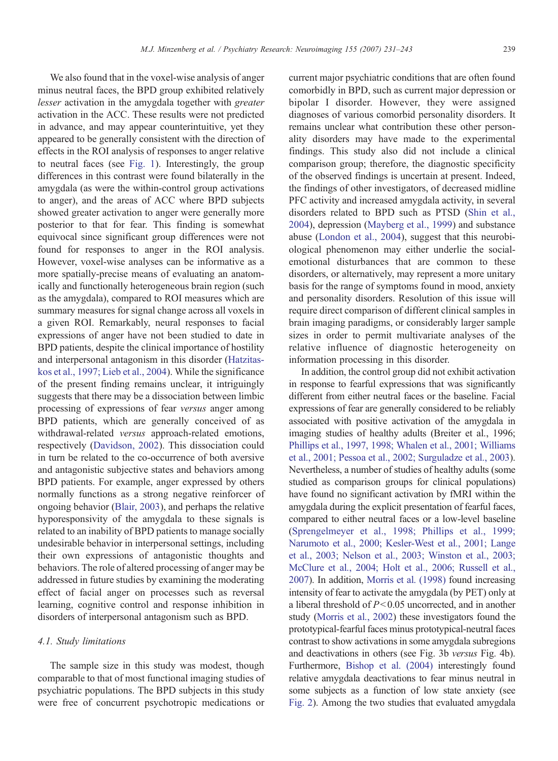We also found that in the voxel-wise analysis of anger minus neutral faces, the BPD group exhibited relatively *lesser* activation in the amygdala together with *greater* activation in the ACC. These results were not predicted in advance, and may appear counterintuitive, yet they appeared to be generally consistent with the direction of effects in the ROI analysis of responses to anger relative to neutral faces (see Fig. 1). Interestingly, the group differences in this contrast were found bilaterally in the amygdala (as were the within-control group activations to anger), and the areas of ACC where BPD subjects showed greater activation to anger were generally more posterior to that for fear. This finding is somewhat equivocal since significant group differences were not found for responses to anger in the ROI analysis. However, voxel-wise analyses can be informative as a more spatially-precise means of evaluating an anatomically and functionally heterogeneous brain region (such as the amygdala), compared to ROI measures which are summary measures for signal change across all voxels in a given ROI. Remarkably, neural responses to facial expressions of anger have not been studied to date in BPD patients, despite the clinical importance of hostility and interpersonal antagonism in this disorder (Hatzitaskos et al., 1997; Lieb et al., 2004). While the significance of the present finding remains unclear, it intriguingly suggests that there may be a dissociation between limbic processing of expressions of fear *versus* anger among BPD patients, which are generally conceived of as withdrawal-related *versus* approach-related emotions, respectively (Davidson, 2002). This dissociation could in turn be related to the co-occurrence of both aversive and antagonistic subjective states and behaviors among BPD patients. For example, anger expressed by others normally functions as a strong negative reinforcer of ongoing behavior (Blair, 2003), and perhaps the relative hyporesponsivity of the amygdala to these signals is related to an inability of BPD patients to manage socially undesirable behavior in interpersonal settings, including their own expressions of antagonistic thoughts and behaviors. The role of altered processing of anger may be addressed in future studies by examining the moderating effect of facial anger on processes such as reversal learning, cognitive control and response inhibition in disorders of interpersonal antagonism such as BPD.

### 4.1. Study limitations

The sample size in this study was modest, though comparable to that of most functional imaging studies of psychiatric populations. The BPD subjects in this study were free of concurrent psychotropic medications or current major psychiatric conditions that are often found comorbidly in BPD, such as current major depression or bipolar I disorder. However, they were assigned diagnoses of various comorbid personality disorders. It remains unclear what contribution these other personality disorders may have made to the experimental findings. This study also did not include a clinical comparison group; therefore, the diagnostic specificity of the observed findings is uncertain at present. Indeed, the findings of other investigators, of decreased midline PFC activity and increased amygdala activity, in several disorders related to BPD such as PTSD (Shin et al., 2004), depression (Mayberg et al., 1999) and substance abuse (London et al., 2004), suggest that this neurobiological phenomenon may either underlie the social-emotional disturbances that are common to these disorders, or alternatively, may represent a more unitary basis for the range of symptoms found in mood, anxiety and personality disorders. Resolution of this issue will require direct comparison of different clinical samples in brain imaging paradigms, or considerably larger sample sizes in order to permit multivariate analyses of the relative influence of diagnostic heterogeneity on information processing in this disorder.

In addition, the control group did not exhibit activation in response to fearful expressions that was significantly different from either neutral faces or the baseline. Facial expressions of fear are generally considered to be reliably associated with positive activation of the amygdala in imaging studies of healthy adults (Breiter et al., 1996; Phillips et al., 1997, 1998; Whalen et al., 2001; Williams et al., 2001; Pessoa et al., 2002; Surguladze et al., 2003). Nevertheless, a number of studies of healthy adults (some studied as comparison groups for clinical populations) have found no significant activation by fMRI within the amygdala during the explicit presentation of fearful faces, compared to either neutral faces or a low-level baseline (Sprengelmeyer et al., 1998; Phillips et al., 1999; Narumoto et al., 2000; Kesler-West et al., 2001; Lange et al., 2003; Nelson et al., 2003; Winston et al., 2003; McClure et al., 2004; Holt et al., 2006; Russell et al., 2007). In addition, Morris et al. (1998) found increasing intensity of fear to activate the amygdala (by PET) only at a liberal threshold of $P < 0.05$ uncorrected, and in another study (Morris et al., 2002) these investigators found the prototypical-fearful faces minus prototypical-neutral faces contrast to show activations in some amygdala subregions and deactivations in others (see Fig. 3b *versus* Fig. 4b). Furthermore, Bishop et al. (2004) interestingly found relative amygdala deactivations to fear minus neutral in some subjects as a function of low state anxiety (see Fig. 2). Among the two studies that evaluated amygdala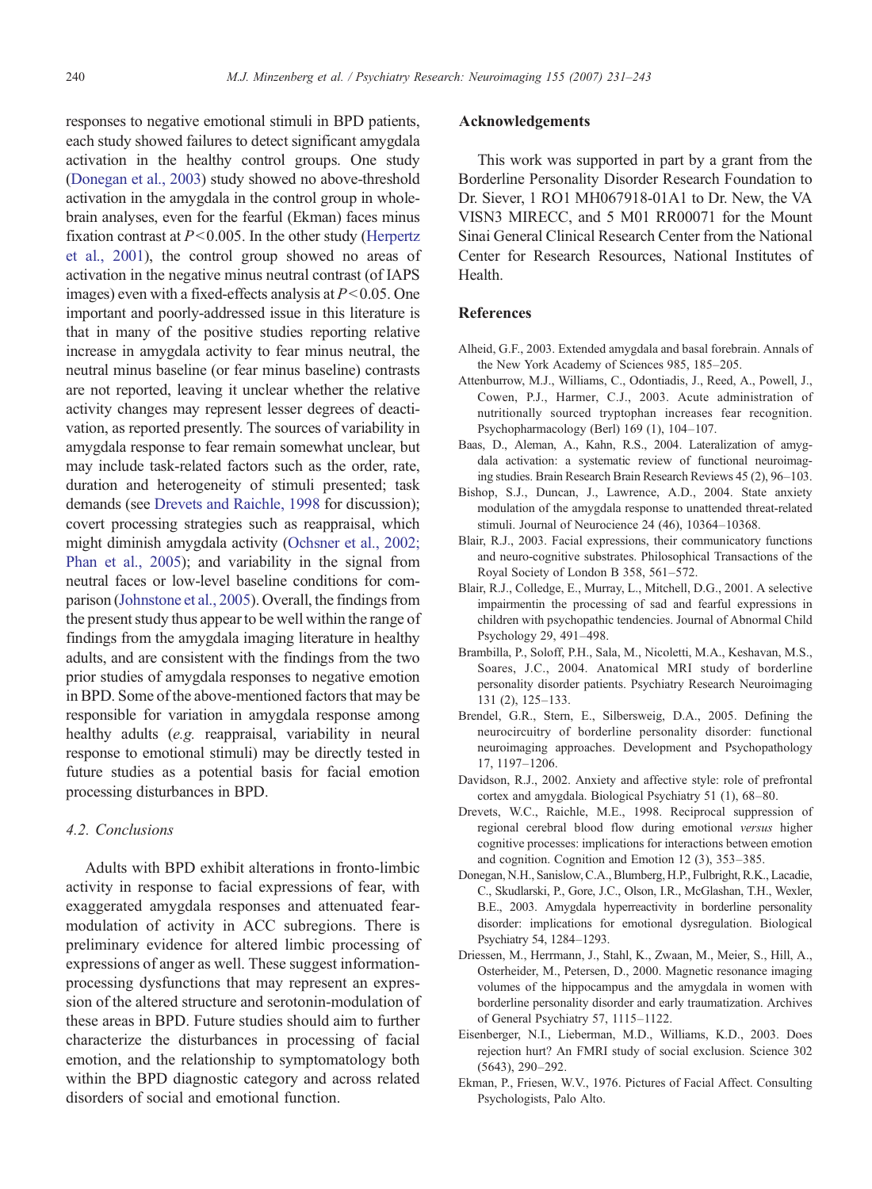responses to negative emotional stimuli in BPD patients, each study showed failures to detect significant amygdala activation in the healthy control groups. One study (Donegan et al., 2003) study showed no above-threshold activation in the amygdala in the control group in whole-brain analyses, even for the fearful (Ekman) faces minus fixation contrast at $P < 0.005$. In the other study (Herpertz et al., 2001), the control group showed no areas of activation in the negative minus neutral contrast (of IAPS images) even with a fixed-effects analysis at $P < 0.05$. One important and poorly-addressed issue in this literature is that in many of the positive studies reporting relative increase in amygdala activity to fear minus neutral, the neutral minus baseline (or fear minus baseline) contrasts are not reported, leaving it unclear whether the relative activity changes may represent lesser degrees of deactivation, as reported presently. The sources of variability in amygdala response to fear remain somewhat unclear, but may include task-related factors such as the order, rate, duration and heterogeneity of stimuli presented; task demands (see Drevets and Raichle, 1998 for discussion); covert processing strategies such as reappraisal, which might diminish amygdala activity (Ochsner et al., 2002; Phan et al., 2005); and variability in the signal from neutral faces or low-level baseline conditions for comparison (Johnstone et al., 2005). Overall, the findings from the present study thus appear to be well within the range of findings from the amygdala imaging literature in healthy adults, and are consistent with the findings from the two prior studies of amygdala responses to negative emotion in BPD. Some of the above-mentioned factors that may be responsible for variation in amygdala response among healthy adults (*e.g.* reappraisal, variability in neural response to emotional stimuli) may be directly tested in future studies as a potential basis for facial emotion processing disturbances in BPD.

### 4.2. Conclusions

Adults with BPD exhibit alterations in fronto-limbic activity in response to facial expressions of fear, with exaggerated amygdala responses and attenuated fear-modulation of activity in ACC subregions. There is preliminary evidence for altered limbic processing of expressions of anger as well. These suggest information-processing dysfunctions that may represent an expression of the altered structure and serotonin-modulation of these areas in BPD. Future studies should aim to further characterize the disturbances in processing of facial emotion, and the relationship to symptomatology both within the BPD diagnostic category and across related disorders of social and emotional function.

## Acknowledgements

This work was supported in part by a grant from the Borderline Personality Disorder Research Foundation to Dr. Siever, 1 RO1 MH067918-01A1 to Dr. New, the VA VISN3 MIRECC, and 5 M01 RR00071 for the Mount Sinai General Clinical Research Center from the National Center for Research Resources, National Institutes of Health.

## References

Alheid, G.F., 2003. Extended amygdala and basal forebrain. Annals of the New York Academy of Sciences 985, 185–205.

Attenburrow, M.J., Williams, C., Odontiadis, J., Reed, A., Powell, J., Cowen, P.J., Harmer, C.J., 2003. Acute administration of nutritionally sourced tryptophan increases fear recognition. Psychopharmacology (Berl) 169 (1), 104–107.

Baas, D., Aleman, A., Kahn, R.S., 2004. Lateralization of amygdala activation: a systematic review of functional neuroimaging studies. Brain Research Brain Research Reviews 45 (2), 96–103.

Bishop, S.J., Duncan, J., Lawrence, A.D., 2004. State anxiety modulation of the amygdala response to unattended threat-related stimuli. Journal of Neurocience 24 (46), 10364–10368.

Blair, R.J., 2003. Facial expressions, their communicatory functions and neuro-cognitive substrates. Philosophical Transactions of the Royal Society of London B 358, 561–572.

Blair, R.J., Colledge, E., Murray, L., Mitchell, D.G., 2001. A selective impairmentin the processing of sad and fearful expressions in children with psychopathic tendencies. Journal of Abnormal Child Psychology 29, 491–498.

Brambilla, P., Soloff, P.H., Sala, M., Nicoletti, M.A., Keshavan, M.S., Soares, J.C., 2004. Anatomical MRI study of borderline personality disorder patients. Psychiatry Research Neuroimaging 131 (2), 125–133.

Brendel, G.R., Stern, E., Silbersweig, D.A., 2005. Defining the neurocircuitry of borderline personality disorder: functional neuroimaging approaches. Development and Psychopathology 17, 1197–1206.

Davidson, R.J., 2002. Anxiety and affective style: role of prefrontal cortex and amygdala. Biological Psychiatry 51 (1), 68–80.

Drevets, W.C., Raichle, M.E., 1998. Reciprocal suppression of regional cerebral blood flow during emotional *versus* higher cognitive processes: implications for interactions between emotion and cognition. Cognition and Emotion 12 (3), 353–385.

Donegan, N.H., Sanislow, C.A., Blumberg, H.P., Fulbright, R.K., Lacadie, C., Skudlarski, P., Gore, J.C., Olson, I.R., McGlashan, T.H., Wexler, B.E., 2003. Amygdala hyperreactivity in borderline personality disorder: implications for emotional dysregulation. Biological Psychiatry 54, 1284–1293.

Driessen, M., Herrmann, J., Stahl, K., Zwaan, M., Meier, S., Hill, A., Osterheider, M., Petersen, D., 2000. Magnetic resonance imaging volumes of the hippocampus and the amygdala in women with borderline personality disorder and early traumatization. Archives of General Psychiatry 57, 1115–1122.

Eisenberger, N.I., Lieberman, M.D., Williams, K.D., 2003. Does rejection hurt? An FMRI study of social exclusion. Science 302 (5643), 290–292.

Ekman, P., Friesen, W.V., 1976. Pictures of Facial Affect. Consulting Psychologists, Palo Alto.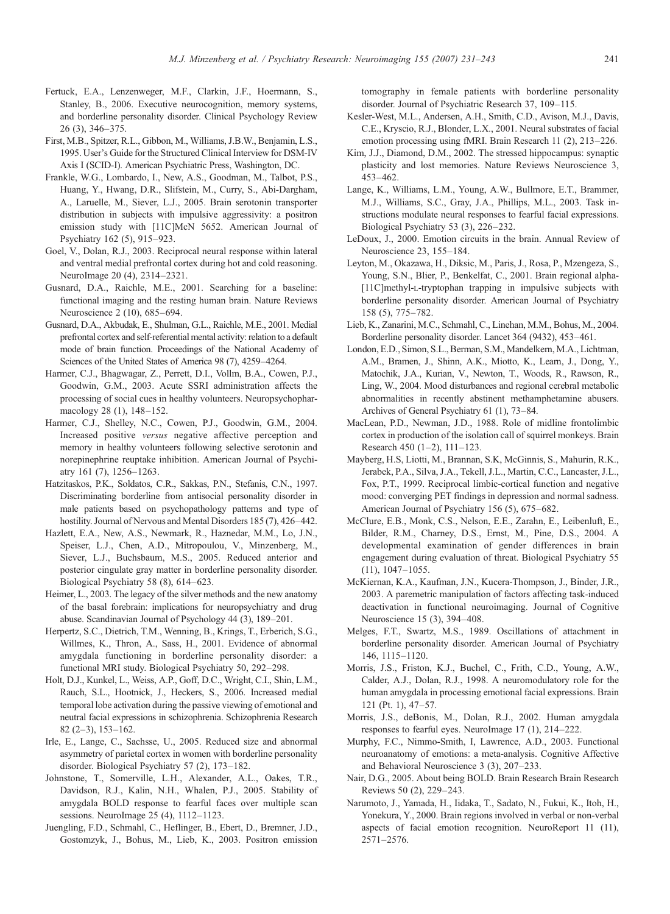Fertuck, E.A., Lenzenweger, M.F., Clarkin, J.F., Hoermann, S., Stanley, B., 2006. Executive neurocognition, memory systems, and borderline personality disorder. Clinical Psychology Review 26 (3), 346–375.

First, M.B., Spitzer, R.L., Gibbon, M., Williams, J.B.W., Benjamin, L.S., 1995. User's Guide for the Structured Clinical Interview for DSM-IV Axis I (SCID-I). American Psychiatric Press, Washington, DC.

Frankle, W.G., Lombardo, I., New, A.S., Goodman, M., Talbot, P.S., Huang, Y., Hwang, D.R., Slifstein, M., Curry, S., Abi-Dargham, A., Laruelle, M., Siever, L.J., 2005. Brain serotonin transporter distribution in subjects with impulsive aggressivity: a positron emission study with [11C]McN 5652. American Journal of Psychiatry 162 (5), 915–923.

Goel, V., Dolan, R.J., 2003. Reciprocal neural response within lateral and ventral medial prefrontal cortex during hot and cold reasoning. NeuroImage 20 (4), 2314–2321.

Gusnard, D.A., Raichle, M.E., 2001. Searching for a baseline: functional imaging and the resting human brain. Nature Reviews Neuroscience 2 (10), 685–694.

Gusnard, D.A., Akbudak, E., Shulman, G.L., Raichle, M.E., 2001. Medial prefrontal cortex and self-referential mental activity: relation to a default mode of brain function. Proceedings of the National Academy of Sciences of the United States of America 98 (7), 4259–4264.

Harmer, C.J., Bhagwagar, Z., Perrett, D.I., Vollm, B.A., Cowen, P.J., Goodwin, G.M., 2003. Acute SSRI administration affects the processing of social cues in healthy volunteers. Neuropsychopharmacology 28 (1), 148–152.

Harmer, C.J., Shelley, N.C., Cowen, P.J., Goodwin, G.M., 2004. Increased positive *versus* negative affective perception and memory in healthy volunteers following selective serotonin and norepinephrine reuptake inhibition. American Journal of Psychiatry 161 (7), 1256–1263.

Hatzitaskos, P.K., Soldatos, C.R., Sakkas, P.N., Stefanis, C.N., 1997. Discriminating borderline from antisocial personality disorder in male patients based on psychopathology patterns and type of hostility. Journal of Nervous and Mental Disorders 185 (7), 426–442.

Hazlett, E.A., New, A.S., Newmark, R., Haznedar, M.M., Lo, J.N., Speiser, L.J., Chen, A.D., Mitropoulou, V., Minzenberg, M., Siever, L.J., Buchsbaum, M.S., 2005. Reduced anterior and posterior cingulate gray matter in borderline personality disorder. Biological Psychiatry 58 (8), 614–623.

Heimer, L., 2003. The legacy of the silver methods and the new anatomy of the basal forebrain: implications for neuropsychiatry and drug abuse. Scandinavian Journal of Psychology 44 (3), 189–201.

Herpertz, S.C., Dietrich, T.M., Wenning, B., Krings, T., Erberich, S.G., Willmes, K., Thron, A., Sass, H., 2001. Evidence of abnormal amygdala functioning in borderline personality disorder: a functional MRI study. Biological Psychiatry 50, 292–298.

Holt, D.J., Kunkel, L., Weiss, A.P., Goff, D.C., Wright, C.I., Shin, L.M., Rauch, S.L., Hootnick, J., Heckers, S., 2006. Increased medial temporal lobe activation during the passive viewing of emotional and neutral facial expressions in schizophrenia. Schizophrenia Research 82 (2–3), 153–162.

Irle, E., Lange, C., Sachsse, U., 2005. Reduced size and abnormal asymmetry of parietal cortex in women with borderline personality disorder. Biological Psychiatry 57 (2), 173–182.

Johnstone, T., Somerville, L.H., Alexander, A.L., Oakes, T.R., Davidson, R.J., Kalin, N.H., Whalen, P.J., 2005. Stability of amygdala BOLD response to fearful faces over multiple scan sessions. NeuroImage 25 (4), 1112–1123.

Juengling, F.D., Schmahl, C., Heflinger, B., Ebert, D., Bremner, J.D., Gostomzyk, J., Bohus, M., Lieb, K., 2003. Positron emission tomography in female patients with borderline personality disorder. Journal of Psychiatric Research 37, 109–115.

Kesler-West, M.L., Andersen, A.H., Smith, C.D., Avison, M.J., Davis, C.E., Kryscio, R.J., Blonder, L.X., 2001. Neural substrates of facial emotion processing using fMRI. Brain Research 11 (2), 213–226.

Kim, J.J., Diamond, D.M., 2002. The stressed hippocampus: synaptic plasticity and lost memories. Nature Reviews Neuroscience 3, 453–462.

Lange, K., Williams, L.M., Young, A.W., Bullmore, E.T., Brammer, M.J., Williams, S.C., Gray, J.A., Phillips, M.L., 2003. Task instructions modulate neural responses to fearful facial expressions. Biological Psychiatry 53 (3), 226–232.

LeDoux, J., 2000. Emotion circuits in the brain. Annual Review of Neuroscience 23, 155–184.

Leyton, M., Okazawa, H., Diksic, M., Paris, J., Rosa, P., Mzengeza, S., Young, S.N., Blier, P., Benkelfat, C., 2001. Brain regional alpha-[11C]methyl-L-tryptophan trapping in impulsive subjects with borderline personality disorder. American Journal of Psychiatry 158 (5), 775–782.

Lieb, K., Zanarini, M.C., Schmahl, C., Linehan, M.M., Bohus, M., 2004. Borderline personality disorder. Lancet 364 (9432), 453–461.

London, E.D., Simon, S.L., Berman, S.M., Mandelkern, M.A., Lichtman, A.M., Bramen, J., Shinn, A.K., Miotto, K., Learn, J., Dong, Y., Matochik, J.A., Kurian, V., Newton, T., Woods, R., Rawson, R., Ling, W., 2004. Mood disturbances and regional cerebral metabolic abnormalities in recently abstinent methamphetamine abusers. Archives of General Psychiatry 61 (1), 73–84.

MacLean, P.D., Newman, J.D., 1988. Role of midline frontolimbic cortex in production of the isolation call of squirrel monkeys. Brain Research 450 (1–2), 111–123.

Mayberg, H.S, Liotti, M., Brannan, S.K, McGinnis, S., Mahurin, R.K., Jerabek, P.A., Silva, J.A., Tekell, J.L., Martin, C.C., Lancaster, J.L., Fox, P.T., 1999. Reciprocal limbic-cortical function and negative mood: converging PET findings in depression and normal sadness. American Journal of Psychiatry 156 (5), 675–682.

McClure, E.B., Monk, C.S., Nelson, E.E., Zarahn, E., Leibenluft, E., Bilder, R.M., Charney, D.S., Ernst, M., Pine, D.S., 2004. A developmental examination of gender differences in brain engagement during evaluation of threat. Biological Psychiatry 55 (11), 1047–1055.

McKiernan, K.A., Kaufman, J.N., Kucera-Thompson, J., Binder, J.R., 2003. A paremetric manipulation of factors affecting task-induced deactivation in functional neuroimaging. Journal of Cognitive Neuroscience 15 (3), 394–408.

Melges, F.T., Swartz, M.S., 1989. Oscillations of attachment in borderline personality disorder. American Journal of Psychiatry 146, 1115–1120.

Morris, J.S., Friston, K.J., Buchel, C., Frith, C.D., Young, A.W., Calder, A.J., Dolan, R.J., 1998. A neuromodulatory role for the human amygdala in processing emotional facial expressions. Brain 121 (Pt. 1), 47–57.

Morris, J.S., deBonis, M., Dolan, R.J., 2002. Human amygdala responses to fearful eyes. NeuroImage 17 (1), 214–222.

Murphy, F.C., Nimmo-Smith, I, Lawrence, A.D., 2003. Functional neuroanatomy of emotions: a meta-analysis. Cognitive Affective and Behavioral Neuroscience 3 (3), 207–233.

Nair, D.G., 2005. About being BOLD. Brain Research Brain Research Reviews 50 (2), 229–243.

Narumoto, J., Yamada, H., Iidaka, T., Sadato, N., Fukui, K., Itoh, H., Yonekura, Y., 2000. Brain regions involved in verbal or non-verbal aspects of facial emotion recognition. NeuroReport 11 (11), 2571–2576.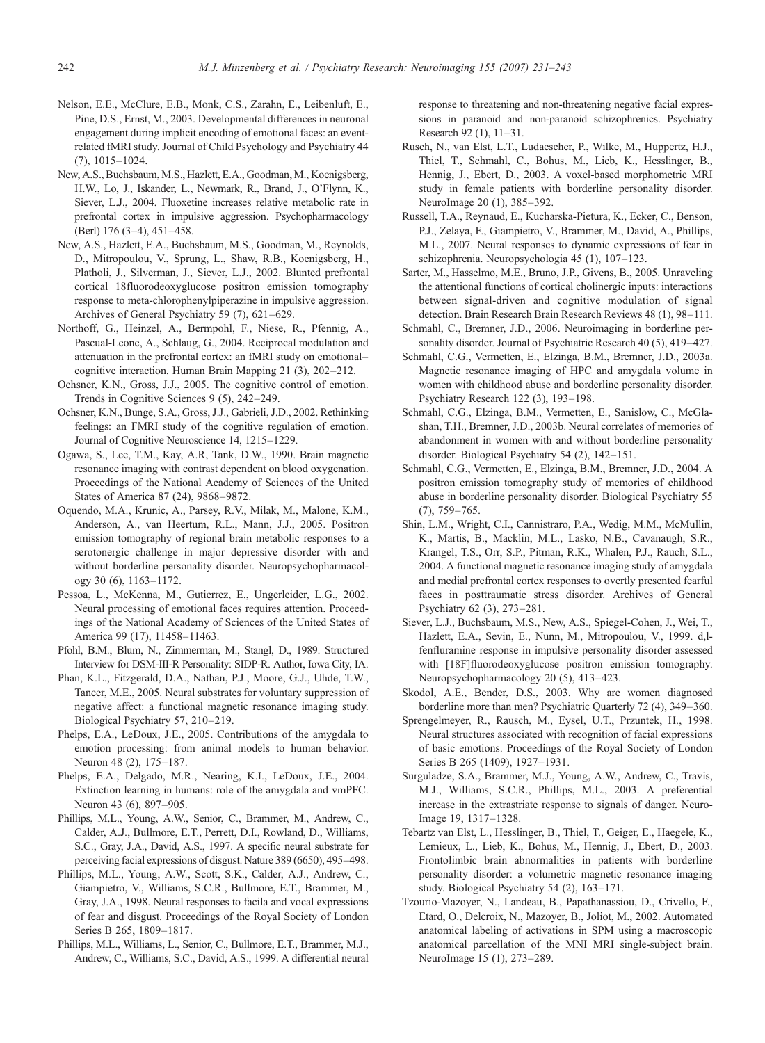Nelson, E.E., McClure, E.B., Monk, C.S., Zarahn, E., Leibenluft, E., Pine, D.S., Ernst, M., 2003. Developmental differences in neuronal engagement during implicit encoding of emotional faces: an event-related fMRI study. Journal of Child Psychology and Psychiatry 44 (7), 1015–1024.

New, A.S., Buchsbaum, M.S., Hazlett, E.A., Goodman, M., Koenigsberg, H.W., Lo, J., Iskander, L., Newmark, R., Brand, J., O'Flynn, K., Siever, L.J., 2004. Fluoxetine increases relative metabolic rate in prefrontal cortex in impulsive aggression. Psychopharmacology (Berl) 176 (3–4), 451–458.

New, A.S., Hazlett, E.A., Buchsbaum, M.S., Goodman, M., Reynolds, D., Mitropoulou, V., Sprung, L., Shaw, R.B., Koenigsberg, H., Platholi, J., Silverman, J., Siever, L.J., 2002. Blunted prefrontal cortical 18fluorodeoxyglucose positron emission tomography response to meta-chlorophenylpiperazine in impulsive aggression. Archives of General Psychiatry 59 (7), 621–629.

Northoff, G., Heinzel, A., Bermpohl, F., Niese, R., Pfennig, A., Pascual-Leone, A., Schlaug, G., 2004. Reciprocal modulation and attenuation in the prefrontal cortex: an fMRI study on emotional–cognitive interaction. Human Brain Mapping 21 (3), 202–212.

Ochsner, K.N., Gross, J.J., 2005. The cognitive control of emotion. Trends in Cognitive Sciences 9 (5), 242–249.

Ochsner, K.N., Bunge, S.A., Gross, J.J., Gabrieli, J.D., 2002. Rethinking feelings: an FMRI study of the cognitive regulation of emotion. Journal of Cognitive Neuroscience 14, 1215–1229.

Ogawa, S., Lee, T.M., Kay, A.R, Tank, D.W., 1990. Brain magnetic resonance imaging with contrast dependent on blood oxygenation. Proceedings of the National Academy of Sciences of the United States of America 87 (24), 9868–9872.

Oquendo, M.A., Krunic, A., Parsey, R.V., Milak, M., Malone, K.M., Anderson, A., van Heertum, R.L., Mann, J.J., 2005. Positron emission tomography of regional brain metabolic responses to a serotonergic challenge in major depressive disorder with and without borderline personality disorder. Neuropsychopharmacology 30 (6), 1163–1172.

Pessoa, L., McKenna, M., Gutierrez, E., Ungerleider, L.G., 2002. Neural processing of emotional faces requires attention. Proceedings of the National Academy of Sciences of the United States of America 99 (17), 11458–11463.

Pfohl, B.M., Blum, N., Zimmerman, M., Stangl, D., 1989. Structured Interview for DSM-III-R Personality: SIDP-R. Author, Iowa City, IA.

Phan, K.L., Fitzgerald, D.A., Nathan, P.J., Moore, G.J., Uhde, T.W., Tancer, M.E., 2005. Neural substrates for voluntary suppression of negative affect: a functional magnetic resonance imaging study. Biological Psychiatry 57, 210–219.

Phelps, E.A., LeDoux, J.E., 2005. Contributions of the amygdala to emotion processing: from animal models to human behavior. Neuron 48 (2), 175–187.

Phelps, E.A., Delgado, M.R., Nearing, K.I., LeDoux, J.E., 2004. Extinction learning in humans: role of the amygdala and vmPFC. Neuron 43 (6), 897–905.

Phillips, M.L., Young, A.W., Senior, C., Brammer, M., Andrew, C., Calder, A.J., Bullmore, E.T., Perrett, D.I., Rowland, D., Williams, S.C., Gray, J.A., David, A.S., 1997. A specific neural substrate for perceiving facial expressions of disgust. Nature 389 (6650), 495–498.

Phillips, M.L., Young, A.W., Scott, S.K., Calder, A.J., Andrew, C., Giampietro, V., Williams, S.C.R., Bullmore, E.T., Brammer, M., Gray, J.A., 1998. Neural responses to facila and vocal expressions of fear and disgust. Proceedings of the Royal Society of London Series B 265, 1809–1817.

Phillips, M.L., Williams, L., Senior, C., Bullmore, E.T., Brammer, M.J., Andrew, C., Williams, S.C., David, A.S., 1999. A differential neural response to threatening and non-threatening negative facial expressions in paranoid and non-paranoid schizophrenics. Psychiatry Research 92 (1), 11–31.

Rusch, N., van Elst, L.T., Ludaescher, P., Wilke, M., Huppertz, H.J., Thiel, T., Schmahl, C., Bohus, M., Lieb, K., Hesslinger, B., Hennig, J., Ebert, D., 2003. A voxel-based morphometric MRI study in female patients with borderline personality disorder. NeuroImage 20 (1), 385–392.

Russell, T.A., Reynaud, E., Kucharska-Pietura, K., Ecker, C., Benson, P.J., Zelaya, F., Giampietro, V., Brammer, M., David, A., Phillips, M.L., 2007. Neural responses to dynamic expressions of fear in schizophrenia. Neuropsychologia 45 (1), 107–123.

Sarter, M., Hasselmo, M.E., Bruno, J.P., Givens, B., 2005. Unraveling the attentional functions of cortical cholinergic inputs: interactions between signal-driven and cognitive modulation of signal detection. Brain Research Brain Research Reviews 48 (1), 98–111.

Schmahl, C., Bremner, J.D., 2006. Neuroimaging in borderline personality disorder. Journal of Psychiatric Research 40 (5), 419–427.

Schmahl, C.G., Vermetten, E., Elzinga, B.M., Bremner, J.D., 2003a. Magnetic resonance imaging of HPC and amygdala volume in women with childhood abuse and borderline personality disorder. Psychiatry Research 122 (3), 193–198.

Schmahl, C.G., Elzinga, B.M., Vermetten, E., Sanislow, C., McGlashan, T.H., Bremner, J.D., 2003b. Neural correlates of memories of abandonment in women with and without borderline personality disorder. Biological Psychiatry 54 (2), 142–151.

Schmahl, C.G., Vermetten, E., Elzinga, B.M., Bremner, J.D., 2004. A positron emission tomography study of memories of childhood abuse in borderline personality disorder. Biological Psychiatry 55 (7), 759–765.

Shin, L.M., Wright, C.I., Cannistraro, P.A., Wedig, M.M., McMullin, K., Martis, B., Macklin, M.L., Lasko, N.B., Cavanaugh, S.R., Krangel, T.S., Orr, S.P., Pitman, R.K., Whalen, P.J., Rauch, S.L., 2004. A functional magnetic resonance imaging study of amygdala and medial prefrontal cortex responses to overtly presented fearful faces in posttraumatic stress disorder. Archives of General Psychiatry 62 (3), 273–281.

Siever, L.J., Buchsbaum, M.S., New, A.S., Spiegel-Cohen, J., Wei, T., Hazlett, E.A., Sevin, E., Nunn, M., Mitropoulou, V., 1999. d,l-fenfluramine response in impulsive personality disorder assessed with [18F]fluorodeoxyglucose positron emission tomography. Neuropsychopharmacology 20 (5), 413–423.

Skodol, A.E., Bender, D.S., 2003. Why are women diagnosed borderline more than men? Psychiatric Quarterly 72 (4), 349–360.

Sprengelmeyer, R., Rausch, M., Eysel, U.T., Przuntek, H., 1998. Neural structures associated with recognition of facial expressions of basic emotions. Proceedings of the Royal Society of London Series B 265 (1409), 1927–1931.

Surguladze, S.A., Brammer, M.J., Young, A.W., Andrew, C., Travis, M.J., Williams, S.C.R., Phillips, M.L., 2003. A preferential increase in the extrastriate response to signals of danger. NeuroImage 19, 1317–1328.

Tebartz van Elst, L., Hesslinger, B., Thiel, T., Geiger, E., Haegele, K., Lemieux, L., Lieb, K., Bohus, M., Hennig, J., Ebert, D., 2003. Frontolimbic brain abnormalities in patients with borderline personality disorder: a volumetric magnetic resonance imaging study. Biological Psychiatry 54 (2), 163–171.

Tzourio-Mazoyer, N., Landeau, B., Papathanassiou, D., Crivello, F., Etard, O., Delcroix, N., Mazoyer, B., Joliot, M., 2002. Automated anatomical labeling of activations in SPM using a macroscopic anatomical parcellation of the MNI MRI single-subject brain. NeuroImage 15 (1), 273–289.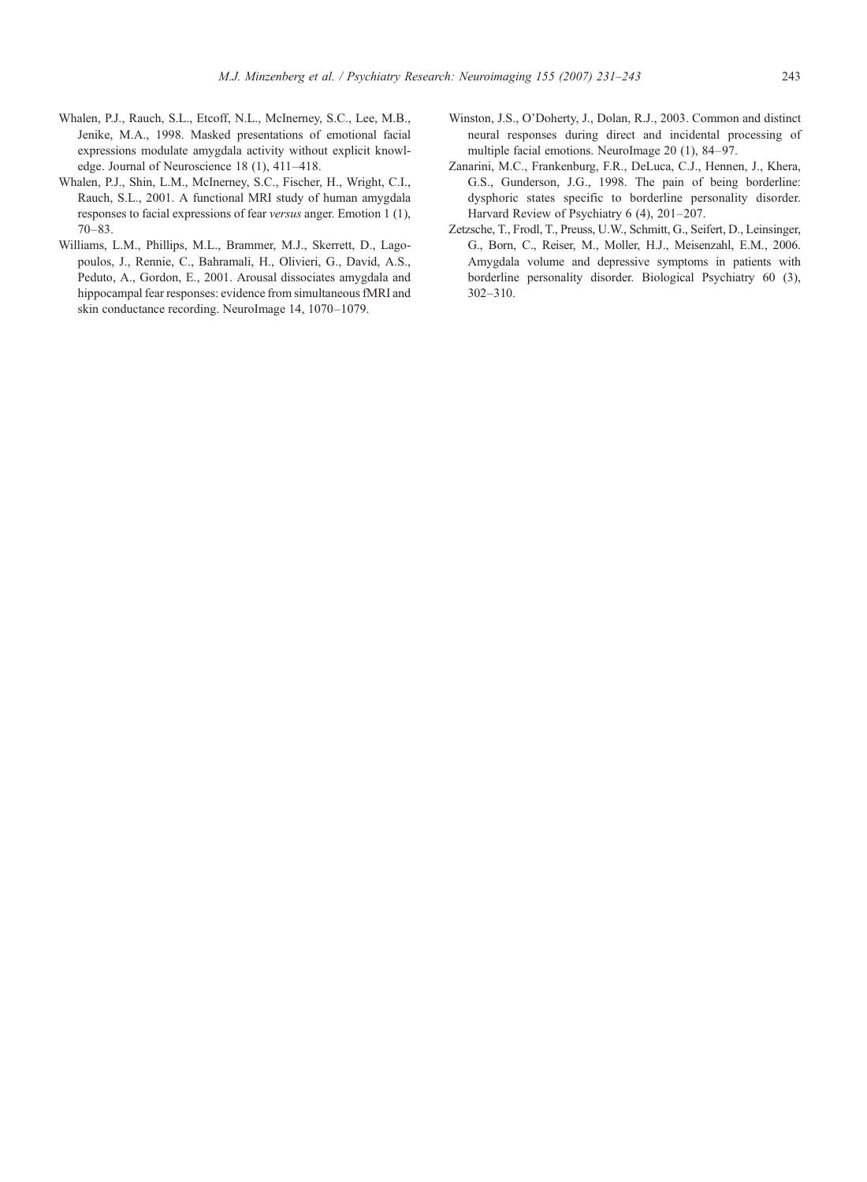Whalen, P.J., Rauch, S.L., Etcoff, N.L., McInerney, S.C., Lee, M.B., Jenike, M.A., 1998. Masked presentations of emotional facial expressions modulate amygdala activity without explicit knowledge. Journal of Neuroscience 18 (1), 411–418.

Whalen, P.J., Shin, L.M., McInerney, S.C., Fischer, H., Wright, C.I., Rauch, S.L., 2001. A functional MRI study of human amygdala responses to facial expressions of fear *versus* anger. Emotion 1 (1), 70–83.

Williams, L.M., Phillips, M.L., Brammer, M.J., Skerrett, D., Lagopoulos, J., Rennie, C., Bahramali, H., Olivieri, G., David, A.S., Peduto, A., Gordon, E., 2001. Arousal dissociates amygdala and hippocampal fear responses: evidence from simultaneous fMRI and skin conductance recording. NeuroImage 14, 1070–1079.

Winston, J.S., O'Doherty, J., Dolan, R.J., 2003. Common and distinct neural responses during direct and incidental processing of multiple facial emotions. NeuroImage 20 (1), 84–97.

Zanarini, M.C., Frankenburg, F.R., DeLuca, C.J., Hennen, J., Khera, G.S., Gunderson, J.G., 1998. The pain of being borderline: dysphoric states specific to borderline personality disorder. Harvard Review of Psychiatry 6 (4), 201–207.

Zetzsche, T., Frodl, T., Preuss, U.W., Schmitt, G., Seifert, D., Leinsinger, G., Born, C., Reiser, M., Moller, H.J., Meisenzahl, E.M., 2006. Amygdala volume and depressive symptoms in patients with borderline personality disorder. Biological Psychiatry 60 (3), 302–310.